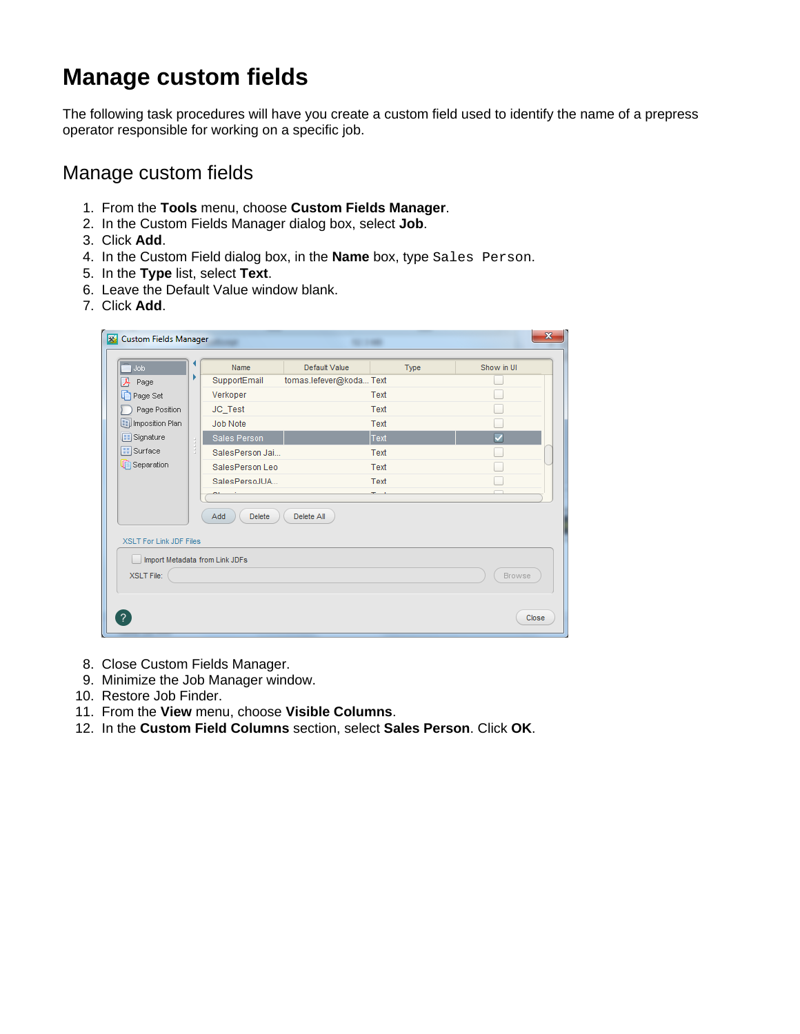# Manage custom fields

The following task procedures will have you create a custom field used to identify the name of a prepress operator responsible for working on a specific job.

## Manage custom fields

1. From the **Tools** menu, choose **Custom Fields Manager**.
2. In the Custom Fields Manager dialog box, select **Job**.
3. Click **Add**.
4. In the Custom Field dialog box, in the **Name** box, type `Sales Person`.
5. In the **Type** list, select **Text**.
6. Leave the Default Value window blank.
7. Click **Add**.
8. Close Custom Fields Manager.
9. Minimize the Job Manager window.
10. Restore Job Finder.
11. From the **View** menu, choose **Visible Columns**.
12. In the **Custom Field Columns** section, select **Sales Person**. Click **OK**.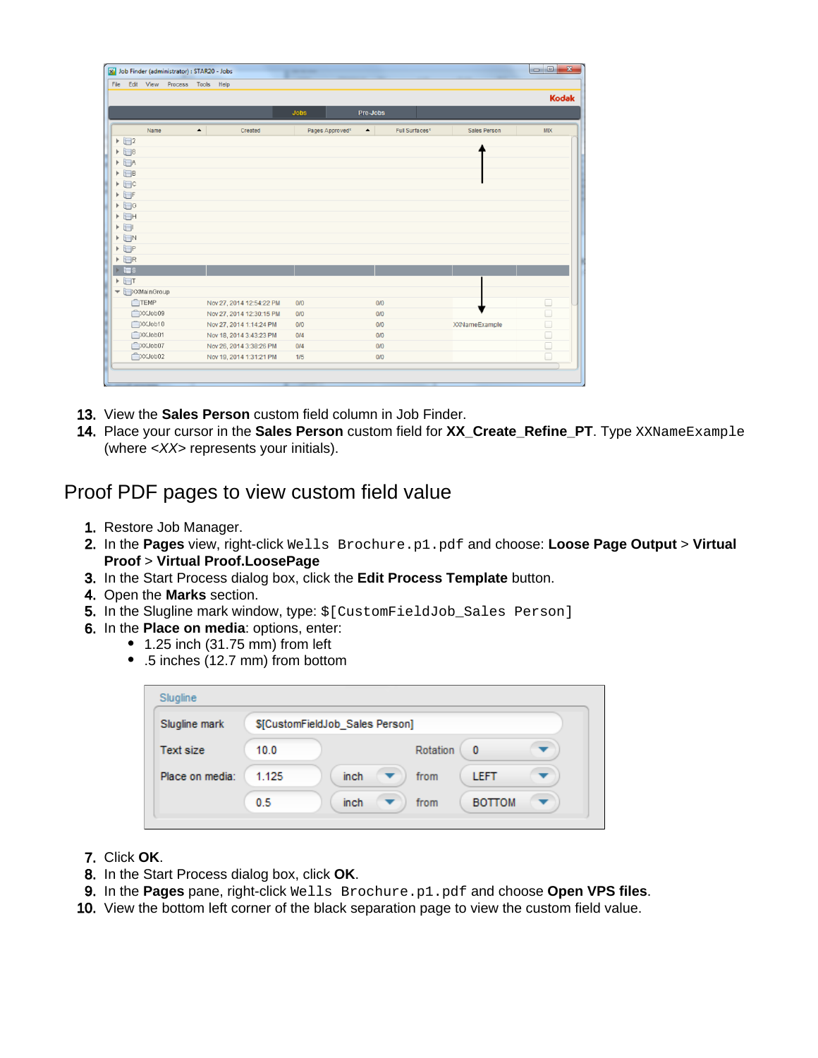13. View the **Sales Person** custom field column in Job Finder.
14. Place your cursor in the **Sales Person** custom field for **XX_Create_Refine_PT**. Type `XXNameExample` (where <*XX*> represents your initials).

## Proof PDF pages to view custom field value

1. Restore Job Manager.
2. In the **Pages** view, right-click `Wells Brochure.p1.pdf` and choose: **Loose Page Output** > **Virtual Proof** > **Virtual Proof.LoosePage**
3. In the Start Process dialog box, click the **Edit Process Template** button.
4. Open the **Marks** section.
5. In the Slugline mark window, type: `$[CustomFieldJob_Sales Person]`
6. In the **Place on media**: options, enter:
   - 1.25 inch (31.75 mm) from left
   - .5 inches (12.7 mm) from bottom
7. Click **OK**.
8. In the Start Process dialog box, click **OK**.
9. In the **Pages** pane, right-click `Wells Brochure.p1.pdf` and choose **Open VPS files**.
10. View the bottom left corner of the black separation page to view the custom field value.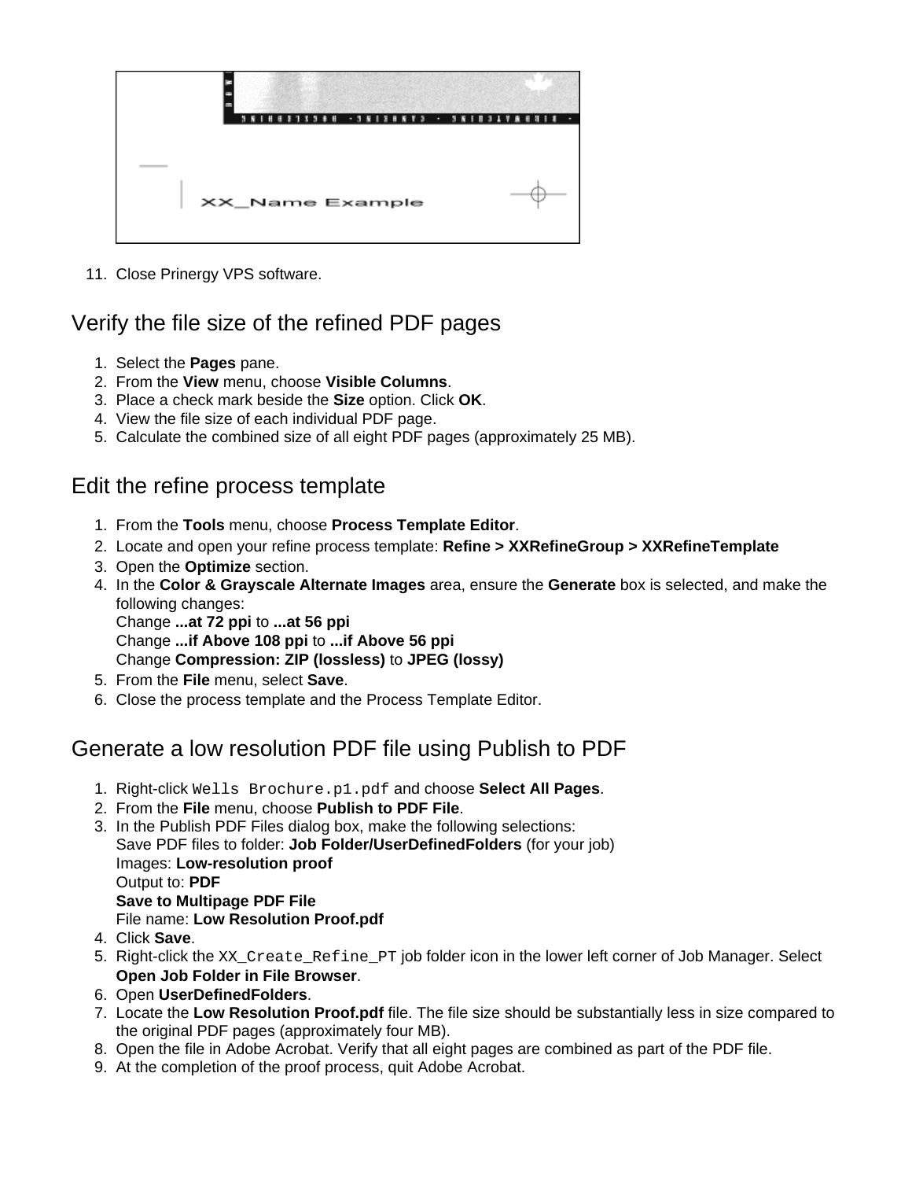11. Close Prinergy VPS software.

## Verify the file size of the refined PDF pages

1. Select the **Pages** pane.
2. From the **View** menu, choose **Visible Columns**.
3. Place a check mark beside the **Size** option. Click **OK**.
4. View the file size of each individual PDF page.
5. Calculate the combined size of all eight PDF pages (approximately 25 MB).

## Edit the refine process template

1. From the **Tools** menu, choose **Process Template Editor**.
2. Locate and open your refine process template: **Refine > XXRefineGroup > XXRefineTemplate**
3. Open the **Optimize** section.
4. In the **Color & Grayscale Alternate Images** area, ensure the **Generate** box is selected, and make the following changes:
   Change **...at 72 ppi** to **...at 56 ppi**
   Change **...if Above 108 ppi** to **...if Above 56 ppi**
   Change **Compression: ZIP (lossless)** to **JPEG (lossy)**
5. From the **File** menu, select **Save**.
6. Close the process template and the Process Template Editor.

## Generate a low resolution PDF file using Publish to PDF

1. Right-click `Wells Brochure.p1.pdf` and choose **Select All Pages**.
2. From the **File** menu, choose **Publish to PDF File**.
3. In the Publish PDF Files dialog box, make the following selections:
   Save PDF files to folder: **Job Folder/UserDefinedFolders** (for your job)
   Images: **Low-resolution proof**
   Output to: **PDF**
   **Save to Multipage PDF File**
   File name: **Low Resolution Proof.pdf**
4. Click **Save**.
5. Right-click the `XX_Create_Refine_PT` job folder icon in the lower left corner of Job Manager. Select **Open Job Folder in File Browser**.
6. Open **UserDefinedFolders**.
7. Locate the **Low Resolution Proof.pdf** file. The file size should be substantially less in size compared to the original PDF pages (approximately four MB).
8. Open the file in Adobe Acrobat. Verify that all eight pages are combined as part of the PDF file.
9. At the completion of the proof process, quit Adobe Acrobat.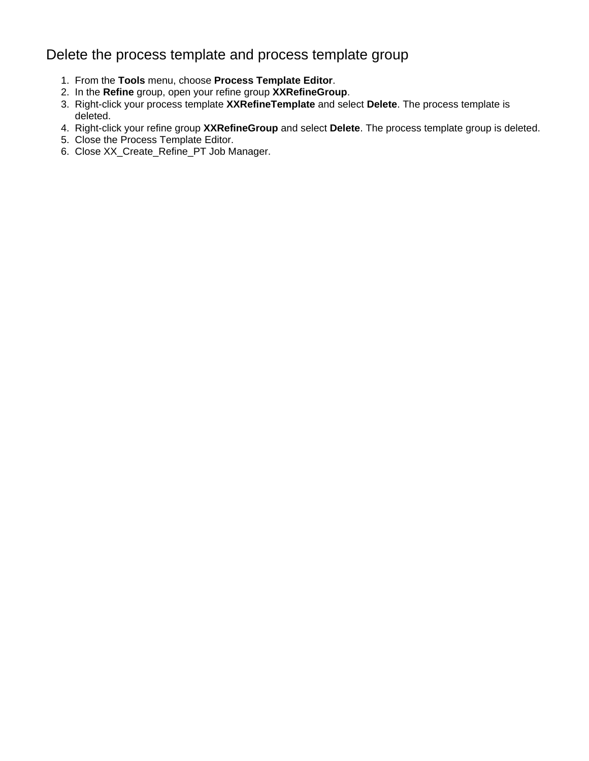## Delete the process template and process template group

1. From the **Tools** menu, choose **Process Template Editor**.
2. In the **Refine** group, open your refine group **XXRefineGroup**.
3. Right-click your process template **XXRefineTemplate** and select **Delete**. The process template is deleted.
4. Right-click your refine group **XXRefineGroup** and select **Delete**. The process template group is deleted.
5. Close the Process Template Editor.
6. Close XX_Create_Refine_PT Job Manager.